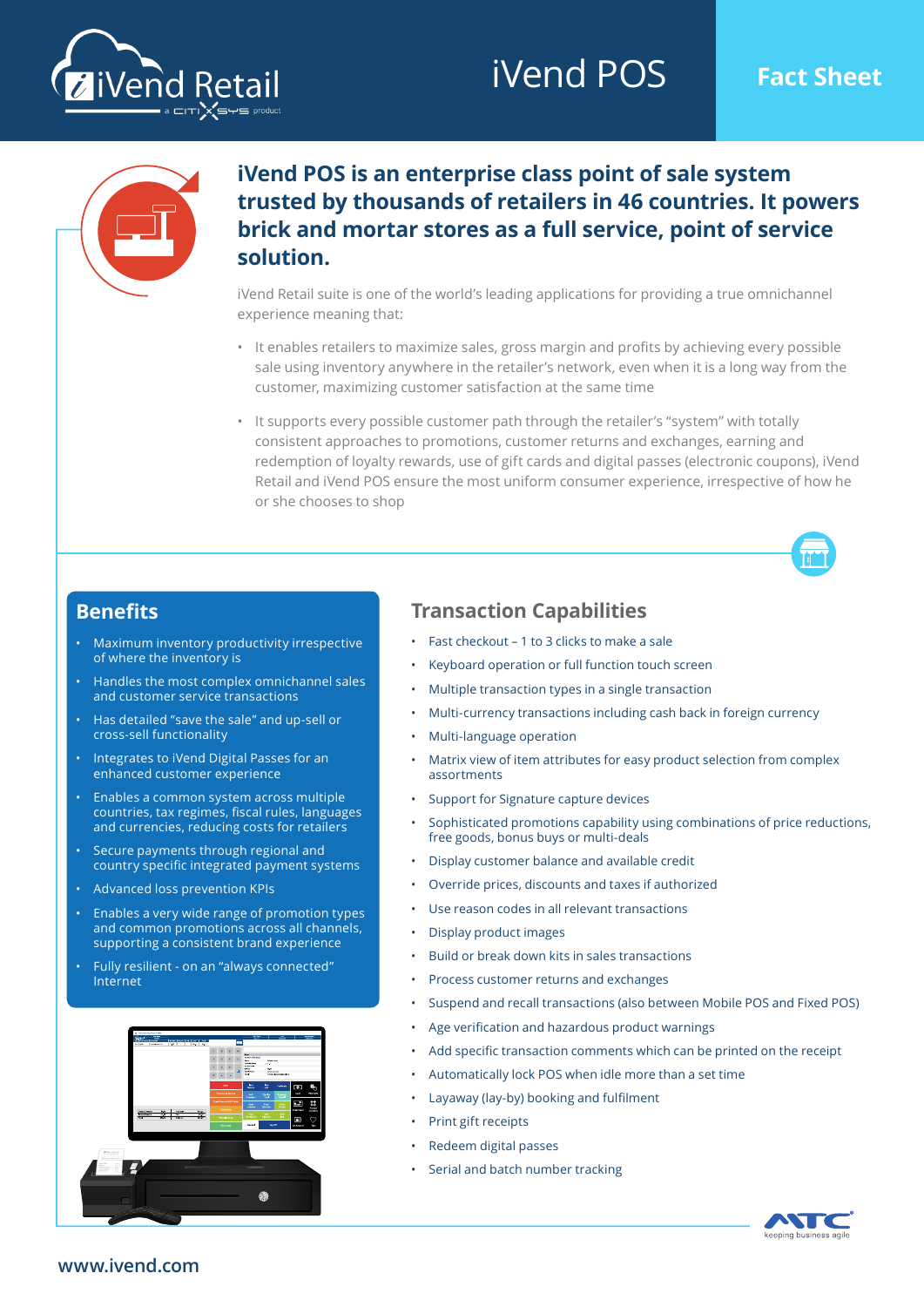# iVend POS

**Fact Sheet**

## iVend POS is an enterprise class point of sale system trusted by thousands of retailers in 46 countries. It powers brick and mortar stores as a full service, point of service solution.

iVend Retail suite is one of the world's leading applications for providing a true omnichannel experience meaning that:

- It enables retailers to maximize sales, gross margin and profits by achieving every possible sale using inventory anywhere in the retailer's network, even when it is a long way from the customer, maximizing customer satisfaction at the same time
- It supports every possible customer path through the retailer's "system" with totally consistent approaches to promotions, customer returns and exchanges, earning and redemption of loyalty rewards, use of gift cards and digital passes (electronic coupons), iVend Retail and iVend POS ensure the most uniform consumer experience, irrespective of how he or she chooses to shop

## Benefits

- Maximum inventory productivity irrespective of where the inventory is
- Handles the most complex omnichannel sales and customer service transactions
- Has detailed "save the sale" and up-sell or cross-sell functionality
- Integrates to iVend Digital Passes for an enhanced customer experience
- Enables a common system across multiple countries, tax regimes, fiscal rules, languages and currencies, reducing costs for retailers
- Secure payments through regional and country specific integrated payment systems
- Advanced loss prevention KPIs
- Enables a very wide range of promotion types and common promotions across all channels, supporting a consistent brand experience
- Fully resilient - on an "always connected" Internet

## Transaction Capabilities

- Fast checkout – 1 to 3 clicks to make a sale
- Keyboard operation or full function touch screen
- Multiple transaction types in a single transaction
- Multi-currency transactions including cash back in foreign currency
- Multi-language operation
- Matrix view of item attributes for easy product selection from complex assortments
- Support for Signature capture devices
- Sophisticated promotions capability using combinations of price reductions, free goods, bonus buys or multi-deals
- Display customer balance and available credit
- Override prices, discounts and taxes if authorized
- Use reason codes in all relevant transactions
- Display product images
- Build or break down kits in sales transactions
- Process customer returns and exchanges
- Suspend and recall transactions (also between Mobile POS and Fixed POS)
- Age verification and hazardous product warnings
- Add specific transaction comments which can be printed on the receipt
- Automatically lock POS when idle more than a set time
- Layaway (lay-by) booking and fulfilment
- Print gift receipts
- Redeem digital passes
- Serial and batch number tracking

www.ivend.com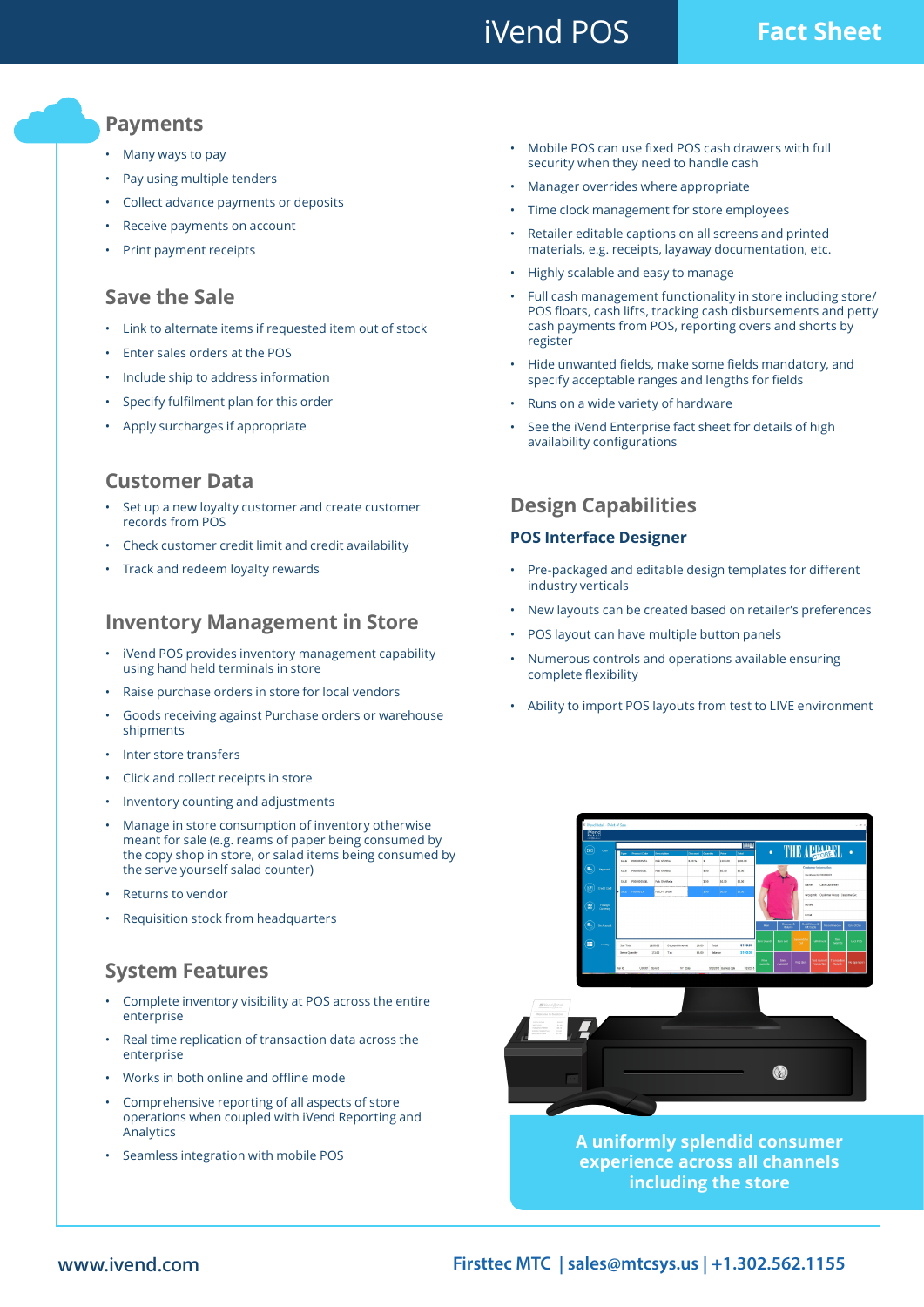## Payments

- Many ways to pay
- Pay using multiple tenders
- Collect advance payments or deposits
- Receive payments on account
- Print payment receipts

## Save the Sale

- Link to alternate items if requested item out of stock
- Enter sales orders at the POS
- Include ship to address information
- Specify fulfilment plan for this order
- Apply surcharges if appropriate

## Customer Data

- Set up a new loyalty customer and create customer records from POS
- Check customer credit limit and credit availability
- Track and redeem loyalty rewards

## Inventory Management in Store

- iVend POS provides inventory management capability using hand held terminals in store
- Raise purchase orders in store for local vendors
- Goods receiving against Purchase orders or warehouse shipments
- Inter store transfers
- Click and collect receipts in store
- Inventory counting and adjustments
- Manage in store consumption of inventory otherwise meant for sale (e.g. reams of paper being consumed by the copy shop in store, or salad items being consumed by the serve yourself salad counter)
- Returns to vendor
- Requisition stock from headquarters

## System Features

- Complete inventory visibility at POS across the entire enterprise
- Real time replication of transaction data across the enterprise
- Works in both online and offline mode
- Comprehensive reporting of all aspects of store operations when coupled with iVend Reporting and Analytics
- Seamless integration with mobile POS
- Mobile POS can use fixed POS cash drawers with full security when they need to handle cash
- Manager overrides where appropriate
- Time clock management for store employees
- Retailer editable captions on all screens and printed materials, e.g. receipts, layaway documentation, etc.
- Highly scalable and easy to manage
- Full cash management functionality in store including store/POS floats, cash lifts, tracking cash disbursements and petty cash payments from POS, reporting overs and shorts by register
- Hide unwanted fields, make some fields mandatory, and specify acceptable ranges and lengths for fields
- Runs on a wide variety of hardware
- See the iVend Enterprise fact sheet for details of high availability configurations

## Design Capabilities

### POS Interface Designer

- Pre-packaged and editable design templates for different industry verticals
- New layouts can be created based on retailer's preferences
- POS layout can have multiple button panels
- Numerous controls and operations available ensuring complete flexibility
- Ability to import POS layouts from test to LIVE environment

**A uniformly splendid consumer experience across all channels including the store**

www.ivend.com

Firsttec MTC | sales@mtcsys.us | +1.302.562.1155